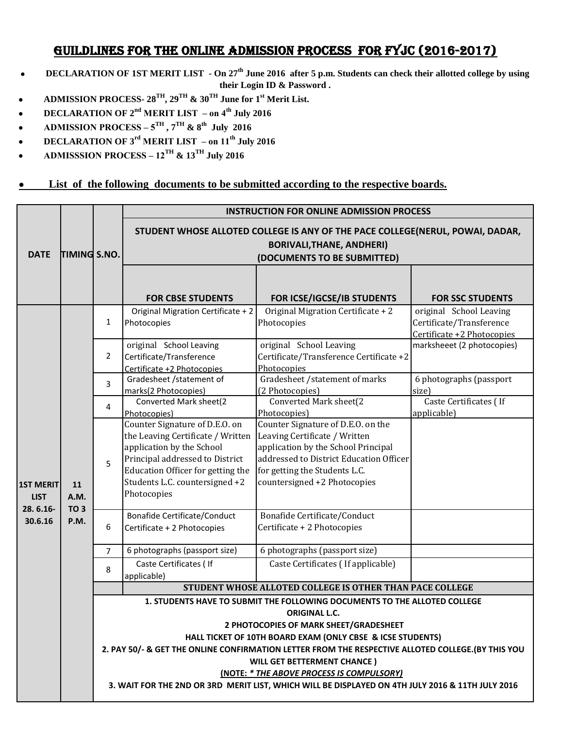# GUILDLINES FOR THE ONLINE ADMISSION PROCESS FOR FYJC (2016-2017)

- **DECLARATION OF 1ST MERIT LIST - On 27th June 2016 after 5 p.m. Students can check their allotted college by using their Login ID & Password .**
- **ADMISSION PROCESS- 28TH, 29TH & 30TH June for 1st Merit List.**
- **DECLARATION OF 2nd MERIT LIST – on 4th July 2016**
- **ADMISSION PROCESS – 5TH , 7TH & 8th July 2016**
- **DECLARATION OF 3rd MERIT LIST – on 11th July 2016**
- **ADMISSSION PROCESS – 12TH & 13TH July 2016**

- **List of the following documents to be submitted according to the respective boards.**

| DATE | TIMING | S.NO. | INSTRUCTION FOR ONLINE ADMISSION PROCESS<br>STUDENT WHOSE ALLOTED COLLEGE IS ANY OF THE PACE COLLEGE(NERUL, POWAI, DADAR, BORIVALI,THANE, ANDHERI)<br>(DOCUMENTS TO BE SUBMITTED) | | |
|---|---|---|---|---|---|
| | | | **FOR CBSE STUDENTS** | **FOR ICSE/IGCSE/IB STUDENTS** | **FOR SSC STUDENTS** |
| **1ST MERIT LIST 28. 6.16-30.6.16** | **11 A.M. TO 3 P.M.** | 1 | Original Migration Certificate + 2 Photocopies | Original Migration Certificate + 2 Photocopies | original School Leaving Certificate/Transference Certificate +2 Photocopies |
| | | 2 | original School Leaving Certificate/Transference Certificate +2 Photocopies | original School Leaving Certificate/Transference Certificate +2 Photocopies | marksheeet (2 photocopies) |
| | | 3 | Gradesheet /statement of marks(2 Photocopies) | Gradesheet /statement of marks (2 Photocopies) | 6 photographs (passport size) |
| | | 4 | Converted Mark sheet(2 Photocopies) | Converted Mark sheet(2 Photocopies) | Caste Certificates ( If applicable) |
| | | 5 | Counter Signature of D.E.O. on the Leaving Certificate / Written application by the School Principal addressed to District Education Officer for getting the Students L.C. countersigned +2 Photocopies | Counter Signature of D.E.O. on the Leaving Certificate / Written application by the School Principal addressed to District Education Officer for getting the Students L.C. countersigned +2 Photocopies | |
| | | 6 | Bonafide Certificate/Conduct Certificate + 2 Photocopies | Bonafide Certificate/Conduct Certificate + 2 Photocopies | |
| | | 7 | 6 photographs (passport size) | 6 photographs (passport size) | |
| | | 8 | Caste Certificates ( If applicable) | Caste Certificates ( If applicable) | |
| | | | **STUDENT WHOSE ALLOTED COLLEGE IS OTHER THAN PACE COLLEGE** | | |
| | | | **1. STUDENTS HAVE TO SUBMIT THE FOLLOWING DOCUMENTS TO THE ALLOTED COLLEGE**<br>**ORIGINAL L.C.**<br>**2 PHOTOCOPIES OF MARK SHEET/GRADESHEET**<br>**HALL TICKET OF 10TH BOARD EXAM (ONLY CBSE & ICSE STUDENTS)**<br>**2. PAY 50/- & GET THE ONLINE CONFIRMATION LETTER FROM THE RESPECTIVE ALLOTED COLLEGE.(BY THIS YOU WILL GET BETTERMENT CHANCE )**<br>**(NOTE: *THE ABOVE PROCESS IS COMPULSORY)***<br>**3. WAIT FOR THE 2ND OR 3RD MERIT LIST, WHICH WILL BE DISPLAYED ON 4TH JULY 2016 & 11TH JULY 2016** | | |